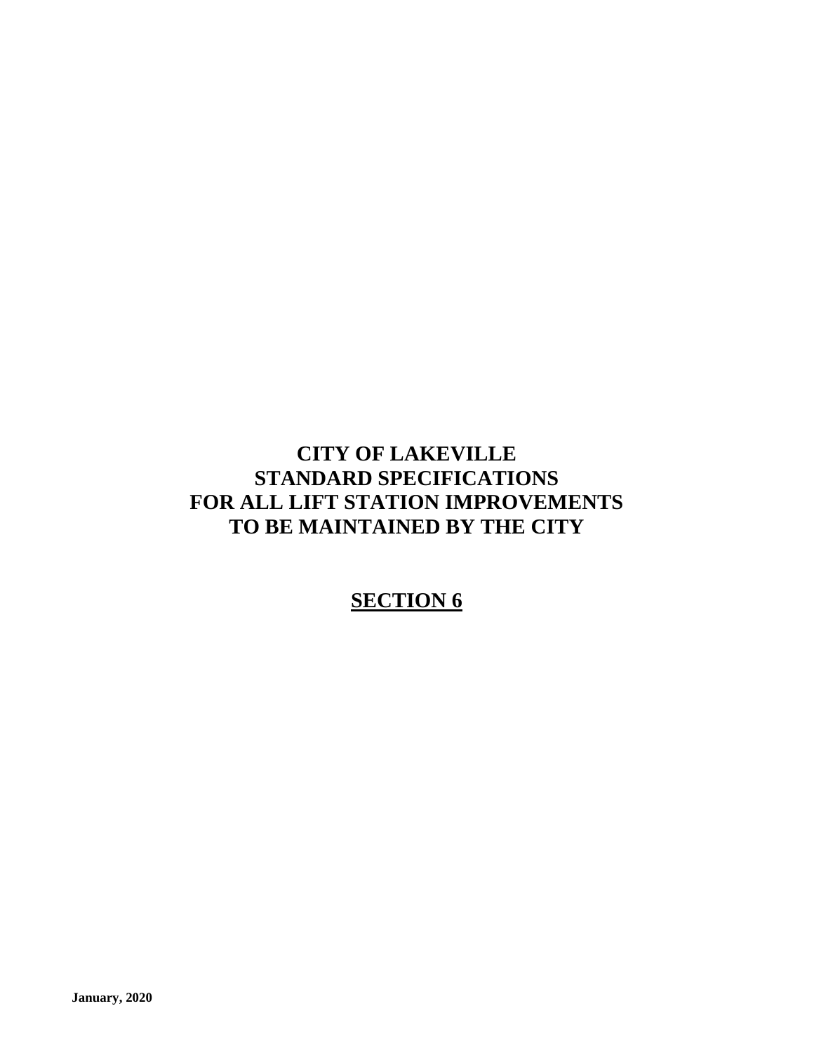# CITY OF LAKEVILLE
# STANDARD SPECIFICATIONS
# FOR ALL LIFT STATION IMPROVEMENTS
# TO BE MAINTAINED BY THE CITY

## SECTION 6

**January, 2020**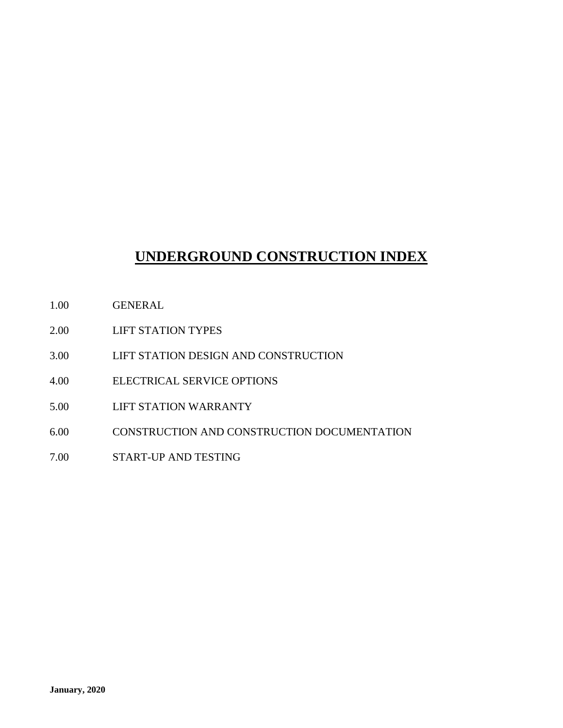# UNDERGROUND CONSTRUCTION INDEX

1.00 GENERAL

2.00 LIFT STATION TYPES

3.00 LIFT STATION DESIGN AND CONSTRUCTION

4.00 ELECTRICAL SERVICE OPTIONS

5.00 LIFT STATION WARRANTY

6.00 CONSTRUCTION AND CONSTRUCTION DOCUMENTATION

7.00 START-UP AND TESTING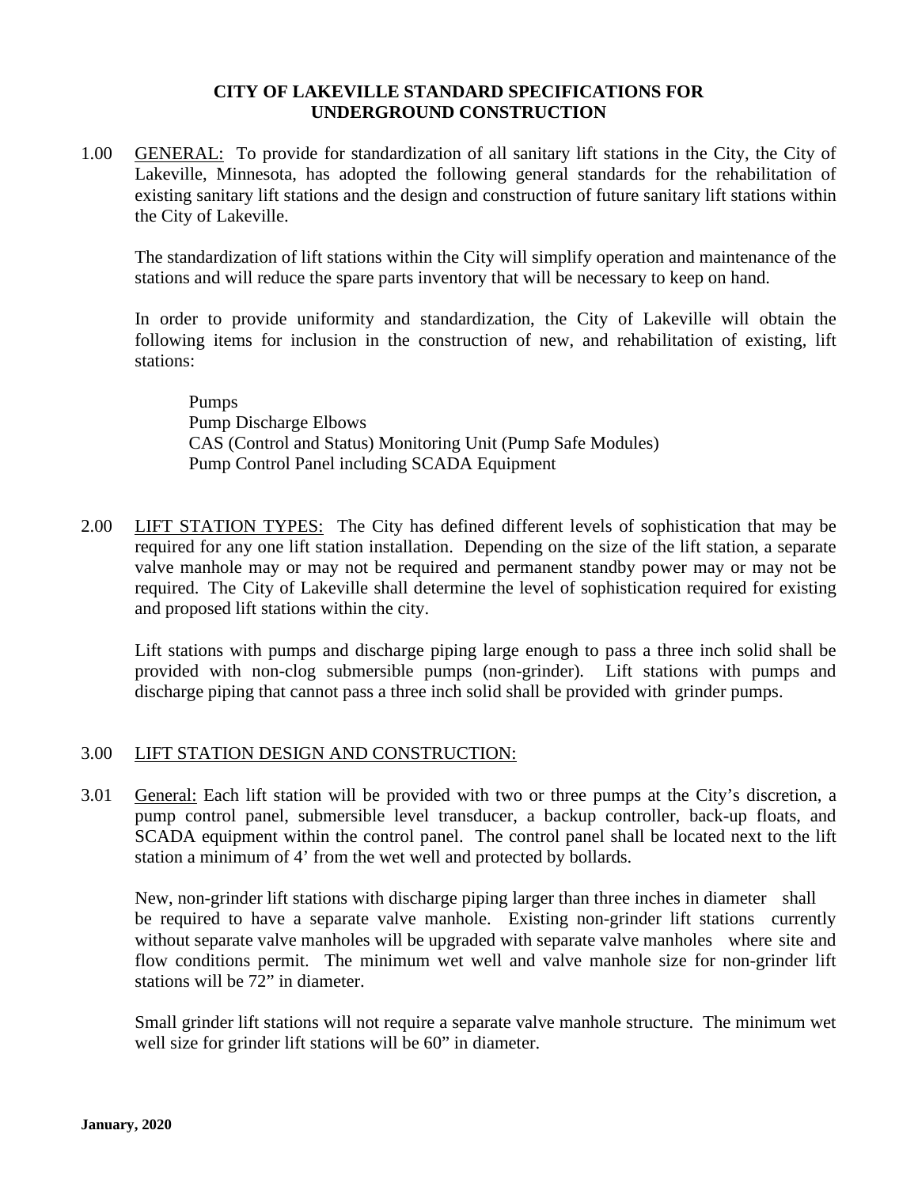**CITY OF LAKEVILLE STANDARD SPECIFICATIONS FOR UNDERGROUND CONSTRUCTION**

1.00 GENERAL: To provide for standardization of all sanitary lift stations in the City, the City of Lakeville, Minnesota, has adopted the following general standards for the rehabilitation of existing sanitary lift stations and the design and construction of future sanitary lift stations within the City of Lakeville.

The standardization of lift stations within the City will simplify operation and maintenance of the stations and will reduce the spare parts inventory that will be necessary to keep on hand.

In order to provide uniformity and standardization, the City of Lakeville will obtain the following items for inclusion in the construction of new, and rehabilitation of existing, lift stations:

Pumps
Pump Discharge Elbows
CAS (Control and Status) Monitoring Unit (Pump Safe Modules)
Pump Control Panel including SCADA Equipment

2.00 LIFT STATION TYPES: The City has defined different levels of sophistication that may be required for any one lift station installation. Depending on the size of the lift station, a separate valve manhole may or may not be required and permanent standby power may or may not be required. The City of Lakeville shall determine the level of sophistication required for existing and proposed lift stations within the city.

Lift stations with pumps and discharge piping large enough to pass a three inch solid shall be provided with non-clog submersible pumps (non-grinder). Lift stations with pumps and discharge piping that cannot pass a three inch solid shall be provided with grinder pumps.

3.00 LIFT STATION DESIGN AND CONSTRUCTION:

3.01 General: Each lift station will be provided with two or three pumps at the City's discretion, a pump control panel, submersible level transducer, a backup controller, back-up floats, and SCADA equipment within the control panel. The control panel shall be located next to the lift station a minimum of 4' from the wet well and protected by bollards.

New, non-grinder lift stations with discharge piping larger than three inches in diameter shall be required to have a separate valve manhole. Existing non-grinder lift stations currently without separate valve manholes will be upgraded with separate valve manholes where site and flow conditions permit. The minimum wet well and valve manhole size for non-grinder lift stations will be 72" in diameter.

Small grinder lift stations will not require a separate valve manhole structure. The minimum wet well size for grinder lift stations will be 60" in diameter.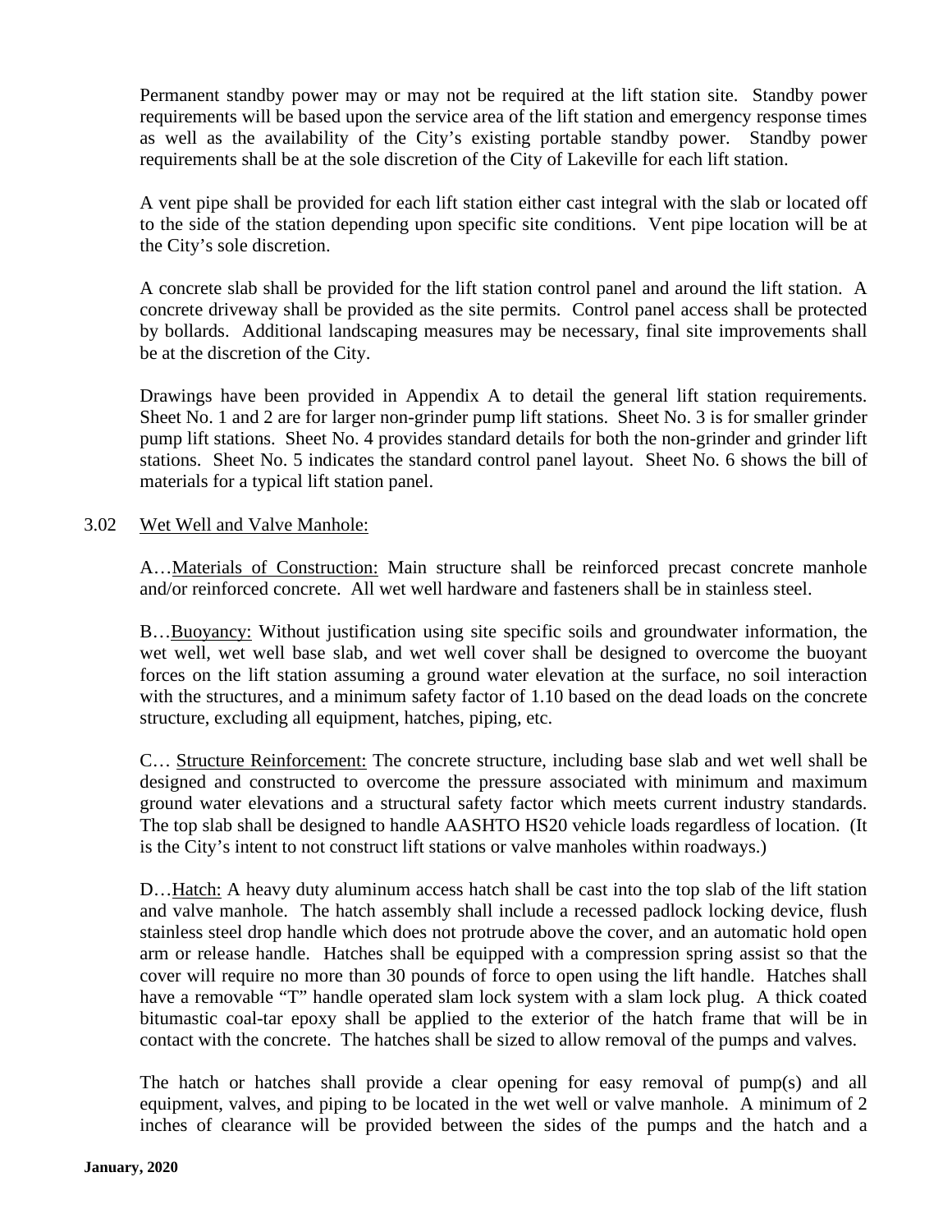Permanent standby power may or may not be required at the lift station site. Standby power requirements will be based upon the service area of the lift station and emergency response times as well as the availability of the City's existing portable standby power. Standby power requirements shall be at the sole discretion of the City of Lakeville for each lift station.

A vent pipe shall be provided for each lift station either cast integral with the slab or located off to the side of the station depending upon specific site conditions. Vent pipe location will be at the City's sole discretion.

A concrete slab shall be provided for the lift station control panel and around the lift station. A concrete driveway shall be provided as the site permits. Control panel access shall be protected by bollards. Additional landscaping measures may be necessary, final site improvements shall be at the discretion of the City.

Drawings have been provided in Appendix A to detail the general lift station requirements. Sheet No. 1 and 2 are for larger non-grinder pump lift stations. Sheet No. 3 is for smaller grinder pump lift stations. Sheet No. 4 provides standard details for both the non-grinder and grinder lift stations. Sheet No. 5 indicates the standard control panel layout. Sheet No. 6 shows the bill of materials for a typical lift station panel.

3.02 Wet Well and Valve Manhole:

A…Materials of Construction: Main structure shall be reinforced precast concrete manhole and/or reinforced concrete. All wet well hardware and fasteners shall be in stainless steel.

B…Buoyancy: Without justification using site specific soils and groundwater information, the wet well, wet well base slab, and wet well cover shall be designed to overcome the buoyant forces on the lift station assuming a ground water elevation at the surface, no soil interaction with the structures, and a minimum safety factor of 1.10 based on the dead loads on the concrete structure, excluding all equipment, hatches, piping, etc.

C… Structure Reinforcement: The concrete structure, including base slab and wet well shall be designed and constructed to overcome the pressure associated with minimum and maximum ground water elevations and a structural safety factor which meets current industry standards. The top slab shall be designed to handle AASHTO HS20 vehicle loads regardless of location. (It is the City's intent to not construct lift stations or valve manholes within roadways.)

D…Hatch: A heavy duty aluminum access hatch shall be cast into the top slab of the lift station and valve manhole. The hatch assembly shall include a recessed padlock locking device, flush stainless steel drop handle which does not protrude above the cover, and an automatic hold open arm or release handle. Hatches shall be equipped with a compression spring assist so that the cover will require no more than 30 pounds of force to open using the lift handle. Hatches shall have a removable "T" handle operated slam lock system with a slam lock plug. A thick coated bitumastic coal-tar epoxy shall be applied to the exterior of the hatch frame that will be in contact with the concrete. The hatches shall be sized to allow removal of the pumps and valves.

The hatch or hatches shall provide a clear opening for easy removal of pump(s) and all equipment, valves, and piping to be located in the wet well or valve manhole. A minimum of 2 inches of clearance will be provided between the sides of the pumps and the hatch and a

**January, 2020**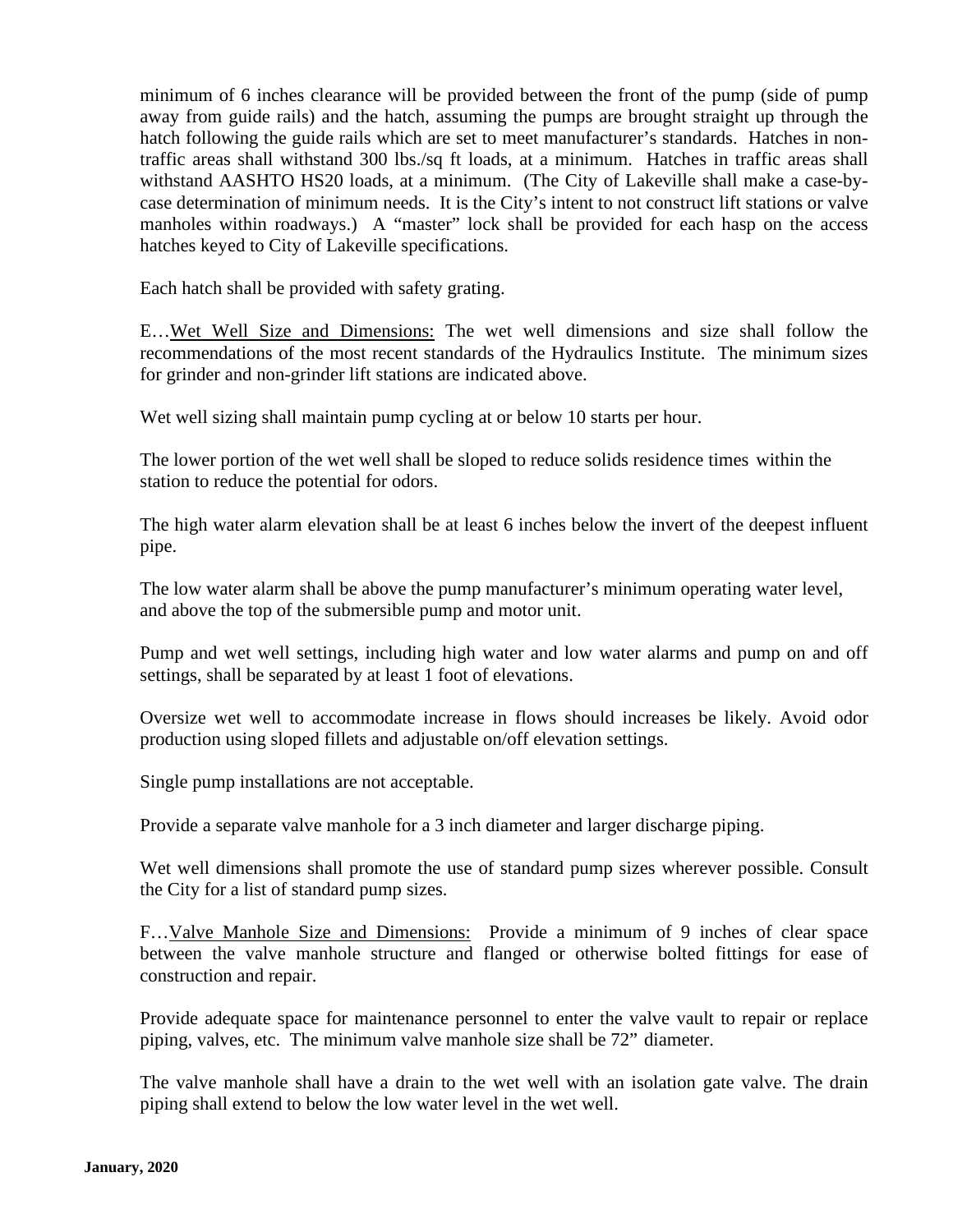minimum of 6 inches clearance will be provided between the front of the pump (side of pump away from guide rails) and the hatch, assuming the pumps are brought straight up through the hatch following the guide rails which are set to meet manufacturer's standards. Hatches in non-traffic areas shall withstand 300 lbs./sq ft loads, at a minimum. Hatches in traffic areas shall withstand AASHTO HS20 loads, at a minimum. (The City of Lakeville shall make a case-by-case determination of minimum needs. It is the City's intent to not construct lift stations or valve manholes within roadways.) A "master" lock shall be provided for each hasp on the access hatches keyed to City of Lakeville specifications.

Each hatch shall be provided with safety grating.

E…Wet Well Size and Dimensions: The wet well dimensions and size shall follow the recommendations of the most recent standards of the Hydraulics Institute. The minimum sizes for grinder and non-grinder lift stations are indicated above.

Wet well sizing shall maintain pump cycling at or below 10 starts per hour.

The lower portion of the wet well shall be sloped to reduce solids residence times within the station to reduce the potential for odors.

The high water alarm elevation shall be at least 6 inches below the invert of the deepest influent pipe.

The low water alarm shall be above the pump manufacturer's minimum operating water level, and above the top of the submersible pump and motor unit.

Pump and wet well settings, including high water and low water alarms and pump on and off settings, shall be separated by at least 1 foot of elevations.

Oversize wet well to accommodate increase in flows should increases be likely. Avoid odor production using sloped fillets and adjustable on/off elevation settings.

Single pump installations are not acceptable.

Provide a separate valve manhole for a 3 inch diameter and larger discharge piping.

Wet well dimensions shall promote the use of standard pump sizes wherever possible. Consult the City for a list of standard pump sizes.

F…Valve Manhole Size and Dimensions: Provide a minimum of 9 inches of clear space between the valve manhole structure and flanged or otherwise bolted fittings for ease of construction and repair.

Provide adequate space for maintenance personnel to enter the valve vault to repair or replace piping, valves, etc. The minimum valve manhole size shall be 72" diameter.

The valve manhole shall have a drain to the wet well with an isolation gate valve. The drain piping shall extend to below the low water level in the wet well.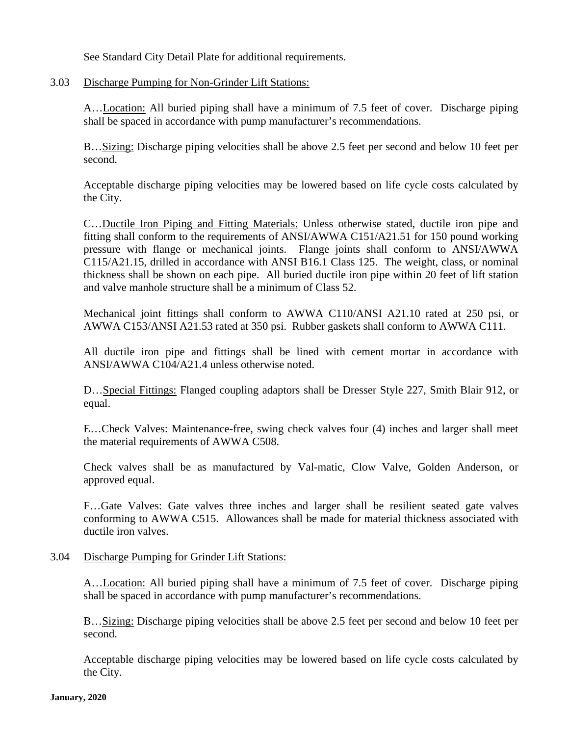See Standard City Detail Plate for additional requirements.

3.03 Discharge Pumping for Non-Grinder Lift Stations:

A…Location: All buried piping shall have a minimum of 7.5 feet of cover. Discharge piping shall be spaced in accordance with pump manufacturer's recommendations.

B…Sizing: Discharge piping velocities shall be above 2.5 feet per second and below 10 feet per second.

Acceptable discharge piping velocities may be lowered based on life cycle costs calculated by the City.

C…Ductile Iron Piping and Fitting Materials: Unless otherwise stated, ductile iron pipe and fitting shall conform to the requirements of ANSI/AWWA C151/A21.51 for 150 pound working pressure with flange or mechanical joints. Flange joints shall conform to ANSI/AWWA C115/A21.15, drilled in accordance with ANSI B16.1 Class 125. The weight, class, or nominal thickness shall be shown on each pipe. All buried ductile iron pipe within 20 feet of lift station and valve manhole structure shall be a minimum of Class 52.

Mechanical joint fittings shall conform to AWWA C110/ANSI A21.10 rated at 250 psi, or AWWA C153/ANSI A21.53 rated at 350 psi. Rubber gaskets shall conform to AWWA C111.

All ductile iron pipe and fittings shall be lined with cement mortar in accordance with ANSI/AWWA C104/A21.4 unless otherwise noted.

D…Special Fittings: Flanged coupling adaptors shall be Dresser Style 227, Smith Blair 912, or equal.

E…Check Valves: Maintenance-free, swing check valves four (4) inches and larger shall meet the material requirements of AWWA C508.

Check valves shall be as manufactured by Val-matic, Clow Valve, Golden Anderson, or approved equal.

F…Gate Valves: Gate valves three inches and larger shall be resilient seated gate valves conforming to AWWA C515. Allowances shall be made for material thickness associated with ductile iron valves.

3.04 Discharge Pumping for Grinder Lift Stations:

A…Location: All buried piping shall have a minimum of 7.5 feet of cover. Discharge piping shall be spaced in accordance with pump manufacturer's recommendations.

B…Sizing: Discharge piping velocities shall be above 2.5 feet per second and below 10 feet per second.

Acceptable discharge piping velocities may be lowered based on life cycle costs calculated by the City.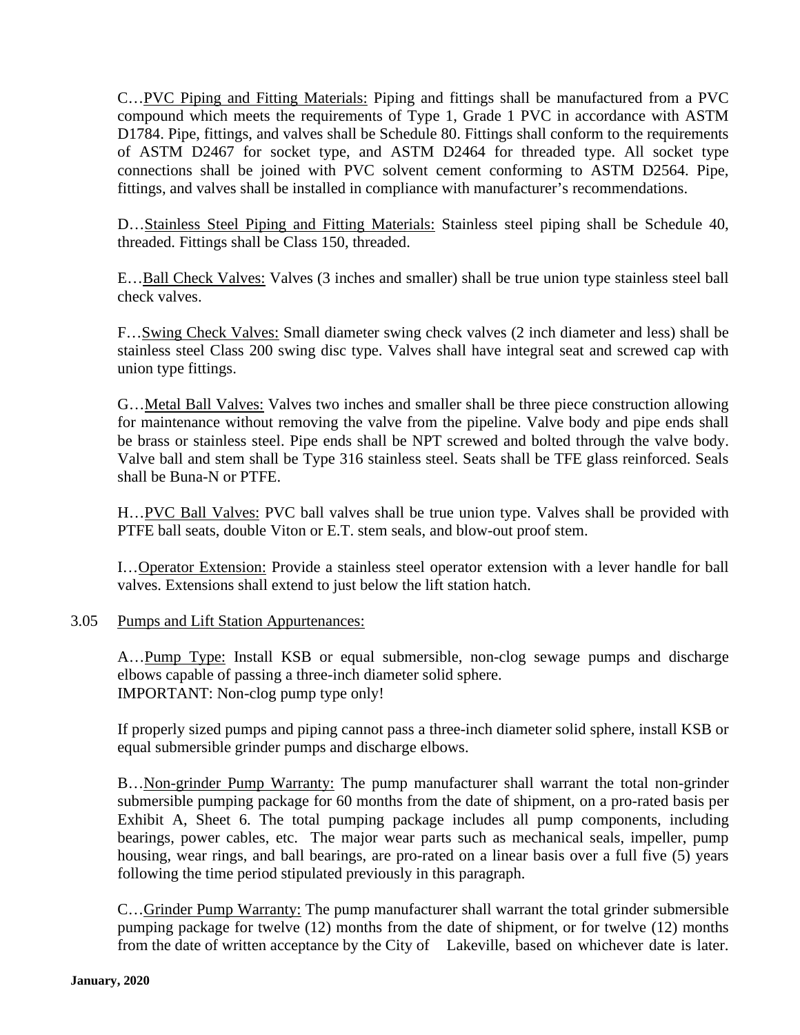C…<u>PVC Piping and Fitting Materials:</u> Piping and fittings shall be manufactured from a PVC compound which meets the requirements of Type 1, Grade 1 PVC in accordance with ASTM D1784. Pipe, fittings, and valves shall be Schedule 80. Fittings shall conform to the requirements of ASTM D2467 for socket type, and ASTM D2464 for threaded type. All socket type connections shall be joined with PVC solvent cement conforming to ASTM D2564. Pipe, fittings, and valves shall be installed in compliance with manufacturer's recommendations.

D…<u>Stainless Steel Piping and Fitting Materials:</u> Stainless steel piping shall be Schedule 40, threaded. Fittings shall be Class 150, threaded.

E…<u>Ball Check Valves:</u> Valves (3 inches and smaller) shall be true union type stainless steel ball check valves.

F…<u>Swing Check Valves:</u> Small diameter swing check valves (2 inch diameter and less) shall be stainless steel Class 200 swing disc type. Valves shall have integral seat and screwed cap with union type fittings.

G…<u>Metal Ball Valves:</u> Valves two inches and smaller shall be three piece construction allowing for maintenance without removing the valve from the pipeline. Valve body and pipe ends shall be brass or stainless steel. Pipe ends shall be NPT screwed and bolted through the valve body. Valve ball and stem shall be Type 316 stainless steel. Seats shall be TFE glass reinforced. Seals shall be Buna-N or PTFE.

H…<u>PVC Ball Valves:</u> PVC ball valves shall be true union type. Valves shall be provided with PTFE ball seats, double Viton or E.T. stem seals, and blow-out proof stem.

I…<u>Operator Extension:</u> Provide a stainless steel operator extension with a lever handle for ball valves. Extensions shall extend to just below the lift station hatch.

3.05 <u>Pumps and Lift Station Appurtenances:</u>

A…<u>Pump Type:</u> Install KSB or equal submersible, non-clog sewage pumps and discharge elbows capable of passing a three-inch diameter solid sphere.
IMPORTANT: Non-clog pump type only!

If properly sized pumps and piping cannot pass a three-inch diameter solid sphere, install KSB or equal submersible grinder pumps and discharge elbows.

B…<u>Non-grinder Pump Warranty:</u> The pump manufacturer shall warrant the total non-grinder submersible pumping package for 60 months from the date of shipment, on a pro-rated basis per Exhibit A, Sheet 6. The total pumping package includes all pump components, including bearings, power cables, etc. The major wear parts such as mechanical seals, impeller, pump housing, wear rings, and ball bearings, are pro-rated on a linear basis over a full five (5) years following the time period stipulated previously in this paragraph.

C…<u>Grinder Pump Warranty:</u> The pump manufacturer shall warrant the total grinder submersible pumping package for twelve (12) months from the date of shipment, or for twelve (12) months from the date of written acceptance by the City of Lakeville, based on whichever date is later.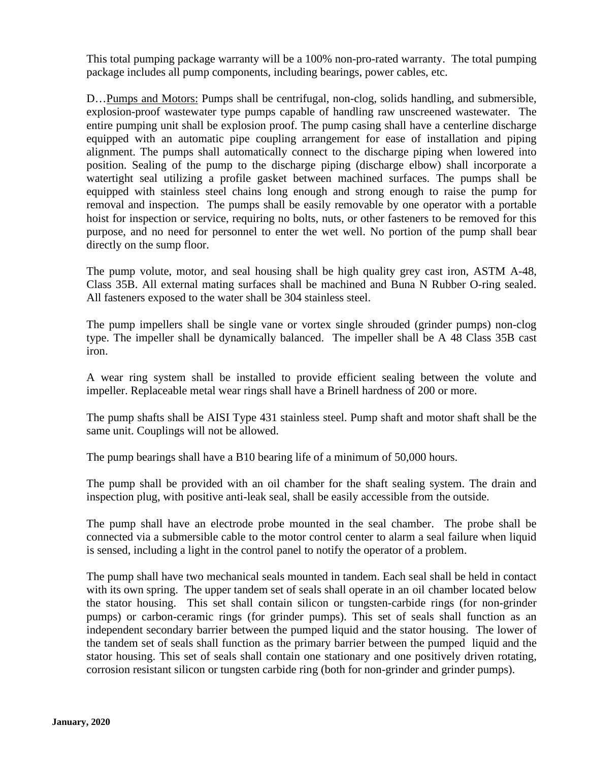This total pumping package warranty will be a 100% non-pro-rated warranty. The total pumping package includes all pump components, including bearings, power cables, etc.

D…<u>Pumps and Motors:</u> Pumps shall be centrifugal, non-clog, solids handling, and submersible, explosion-proof wastewater type pumps capable of handling raw unscreened wastewater. The entire pumping unit shall be explosion proof. The pump casing shall have a centerline discharge equipped with an automatic pipe coupling arrangement for ease of installation and piping alignment. The pumps shall automatically connect to the discharge piping when lowered into position. Sealing of the pump to the discharge piping (discharge elbow) shall incorporate a watertight seal utilizing a profile gasket between machined surfaces. The pumps shall be equipped with stainless steel chains long enough and strong enough to raise the pump for removal and inspection. The pumps shall be easily removable by one operator with a portable hoist for inspection or service, requiring no bolts, nuts, or other fasteners to be removed for this purpose, and no need for personnel to enter the wet well. No portion of the pump shall bear directly on the sump floor.

The pump volute, motor, and seal housing shall be high quality grey cast iron, ASTM A-48, Class 35B. All external mating surfaces shall be machined and Buna N Rubber O-ring sealed. All fasteners exposed to the water shall be 304 stainless steel.

The pump impellers shall be single vane or vortex single shrouded (grinder pumps) non-clog type. The impeller shall be dynamically balanced. The impeller shall be A 48 Class 35B cast iron.

A wear ring system shall be installed to provide efficient sealing between the volute and impeller. Replaceable metal wear rings shall have a Brinell hardness of 200 or more.

The pump shafts shall be AISI Type 431 stainless steel. Pump shaft and motor shaft shall be the same unit. Couplings will not be allowed.

The pump bearings shall have a B10 bearing life of a minimum of 50,000 hours.

The pump shall be provided with an oil chamber for the shaft sealing system. The drain and inspection plug, with positive anti-leak seal, shall be easily accessible from the outside.

The pump shall have an electrode probe mounted in the seal chamber. The probe shall be connected via a submersible cable to the motor control center to alarm a seal failure when liquid is sensed, including a light in the control panel to notify the operator of a problem.

The pump shall have two mechanical seals mounted in tandem. Each seal shall be held in contact with its own spring. The upper tandem set of seals shall operate in an oil chamber located below the stator housing. This set shall contain silicon or tungsten-carbide rings (for non-grinder pumps) or carbon-ceramic rings (for grinder pumps). This set of seals shall function as an independent secondary barrier between the pumped liquid and the stator housing. The lower of the tandem set of seals shall function as the primary barrier between the pumped liquid and the stator housing. This set of seals shall contain one stationary and one positively driven rotating, corrosion resistant silicon or tungsten carbide ring (both for non-grinder and grinder pumps).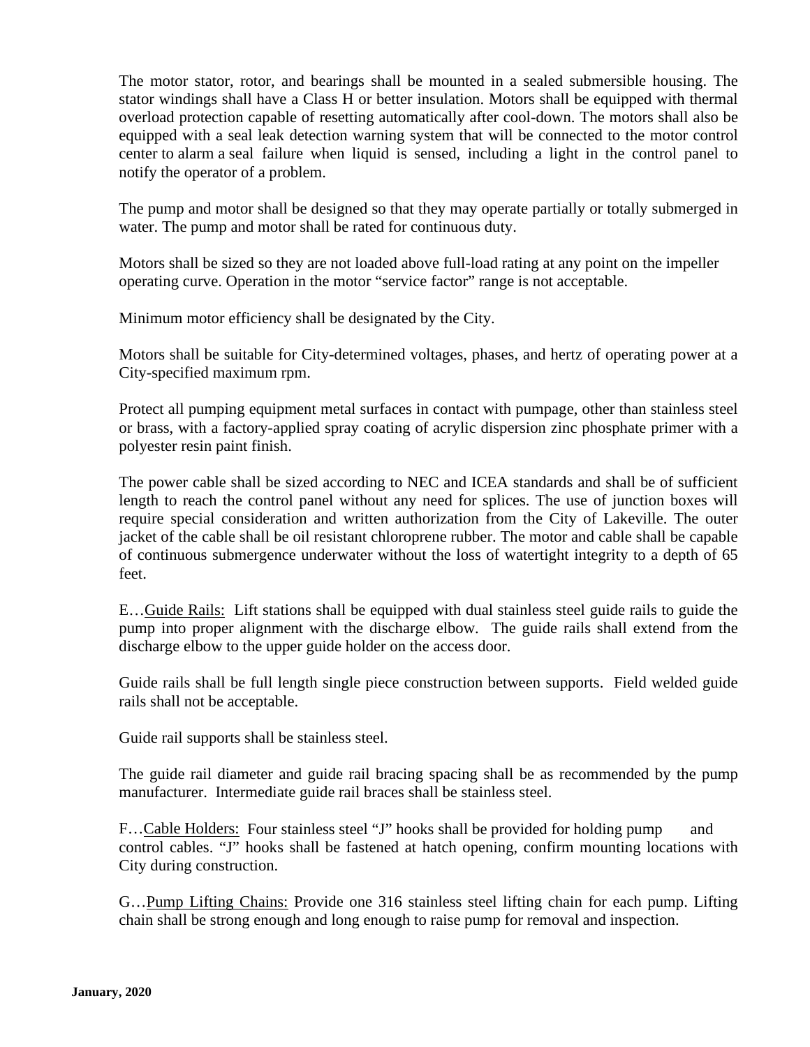The motor stator, rotor, and bearings shall be mounted in a sealed submersible housing. The stator windings shall have a Class H or better insulation. Motors shall be equipped with thermal overload protection capable of resetting automatically after cool-down. The motors shall also be equipped with a seal leak detection warning system that will be connected to the motor control center to alarm a seal failure when liquid is sensed, including a light in the control panel to notify the operator of a problem.

The pump and motor shall be designed so that they may operate partially or totally submerged in water. The pump and motor shall be rated for continuous duty.

Motors shall be sized so they are not loaded above full-load rating at any point on the impeller operating curve. Operation in the motor "service factor" range is not acceptable.

Minimum motor efficiency shall be designated by the City.

Motors shall be suitable for City-determined voltages, phases, and hertz of operating power at a City-specified maximum rpm.

Protect all pumping equipment metal surfaces in contact with pumpage, other than stainless steel or brass, with a factory-applied spray coating of acrylic dispersion zinc phosphate primer with a polyester resin paint finish.

The power cable shall be sized according to NEC and ICEA standards and shall be of sufficient length to reach the control panel without any need for splices. The use of junction boxes will require special consideration and written authorization from the City of Lakeville. The outer jacket of the cable shall be oil resistant chloroprene rubber. The motor and cable shall be capable of continuous submergence underwater without the loss of watertight integrity to a depth of 65 feet.

E…Guide Rails: Lift stations shall be equipped with dual stainless steel guide rails to guide the pump into proper alignment with the discharge elbow. The guide rails shall extend from the discharge elbow to the upper guide holder on the access door.

Guide rails shall be full length single piece construction between supports. Field welded guide rails shall not be acceptable.

Guide rail supports shall be stainless steel.

The guide rail diameter and guide rail bracing spacing shall be as recommended by the pump manufacturer. Intermediate guide rail braces shall be stainless steel.

F…Cable Holders: Four stainless steel "J" hooks shall be provided for holding pump and control cables. "J" hooks shall be fastened at hatch opening, confirm mounting locations with City during construction.

G…Pump Lifting Chains: Provide one 316 stainless steel lifting chain for each pump. Lifting chain shall be strong enough and long enough to raise pump for removal and inspection.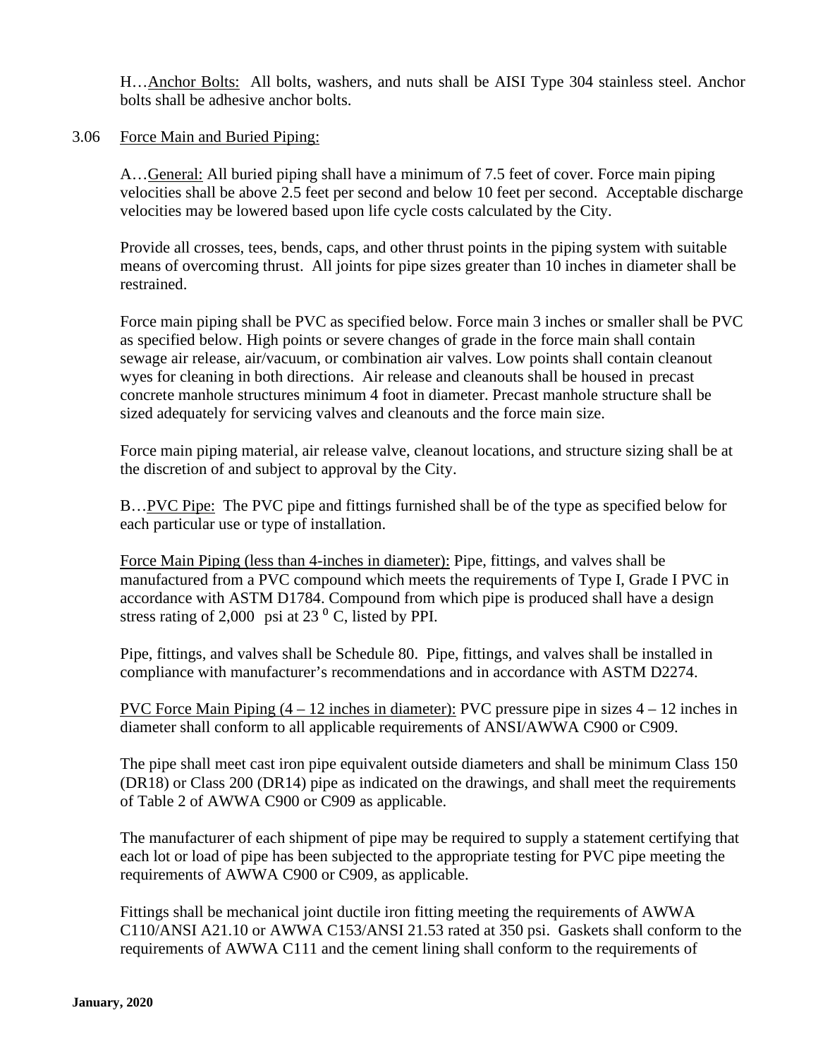H…Anchor Bolts: All bolts, washers, and nuts shall be AISI Type 304 stainless steel. Anchor bolts shall be adhesive anchor bolts.

3.06 Force Main and Buried Piping:

A…General: All buried piping shall have a minimum of 7.5 feet of cover. Force main piping velocities shall be above 2.5 feet per second and below 10 feet per second. Acceptable discharge velocities may be lowered based upon life cycle costs calculated by the City.

Provide all crosses, tees, bends, caps, and other thrust points in the piping system with suitable means of overcoming thrust. All joints for pipe sizes greater than 10 inches in diameter shall be restrained.

Force main piping shall be PVC as specified below. Force main 3 inches or smaller shall be PVC as specified below. High points or severe changes of grade in the force main shall contain sewage air release, air/vacuum, or combination air valves. Low points shall contain cleanout wyes for cleaning in both directions. Air release and cleanouts shall be housed in precast concrete manhole structures minimum 4 foot in diameter. Precast manhole structure shall be sized adequately for servicing valves and cleanouts and the force main size.

Force main piping material, air release valve, cleanout locations, and structure sizing shall be at the discretion of and subject to approval by the City.

B…PVC Pipe: The PVC pipe and fittings furnished shall be of the type as specified below for each particular use or type of installation.

Force Main Piping (less than 4-inches in diameter): Pipe, fittings, and valves shall be manufactured from a PVC compound which meets the requirements of Type I, Grade I PVC in accordance with ASTM D1784. Compound from which pipe is produced shall have a design stress rating of 2,000 psi at 23 $^{0}$ C, listed by PPI.

Pipe, fittings, and valves shall be Schedule 80. Pipe, fittings, and valves shall be installed in compliance with manufacturer's recommendations and in accordance with ASTM D2274.

PVC Force Main Piping (4 – 12 inches in diameter): PVC pressure pipe in sizes 4 – 12 inches in diameter shall conform to all applicable requirements of ANSI/AWWA C900 or C909.

The pipe shall meet cast iron pipe equivalent outside diameters and shall be minimum Class 150 (DR18) or Class 200 (DR14) pipe as indicated on the drawings, and shall meet the requirements of Table 2 of AWWA C900 or C909 as applicable.

The manufacturer of each shipment of pipe may be required to supply a statement certifying that each lot or load of pipe has been subjected to the appropriate testing for PVC pipe meeting the requirements of AWWA C900 or C909, as applicable.

Fittings shall be mechanical joint ductile iron fitting meeting the requirements of AWWA C110/ANSI A21.10 or AWWA C153/ANSI 21.53 rated at 350 psi. Gaskets shall conform to the requirements of AWWA C111 and the cement lining shall conform to the requirements of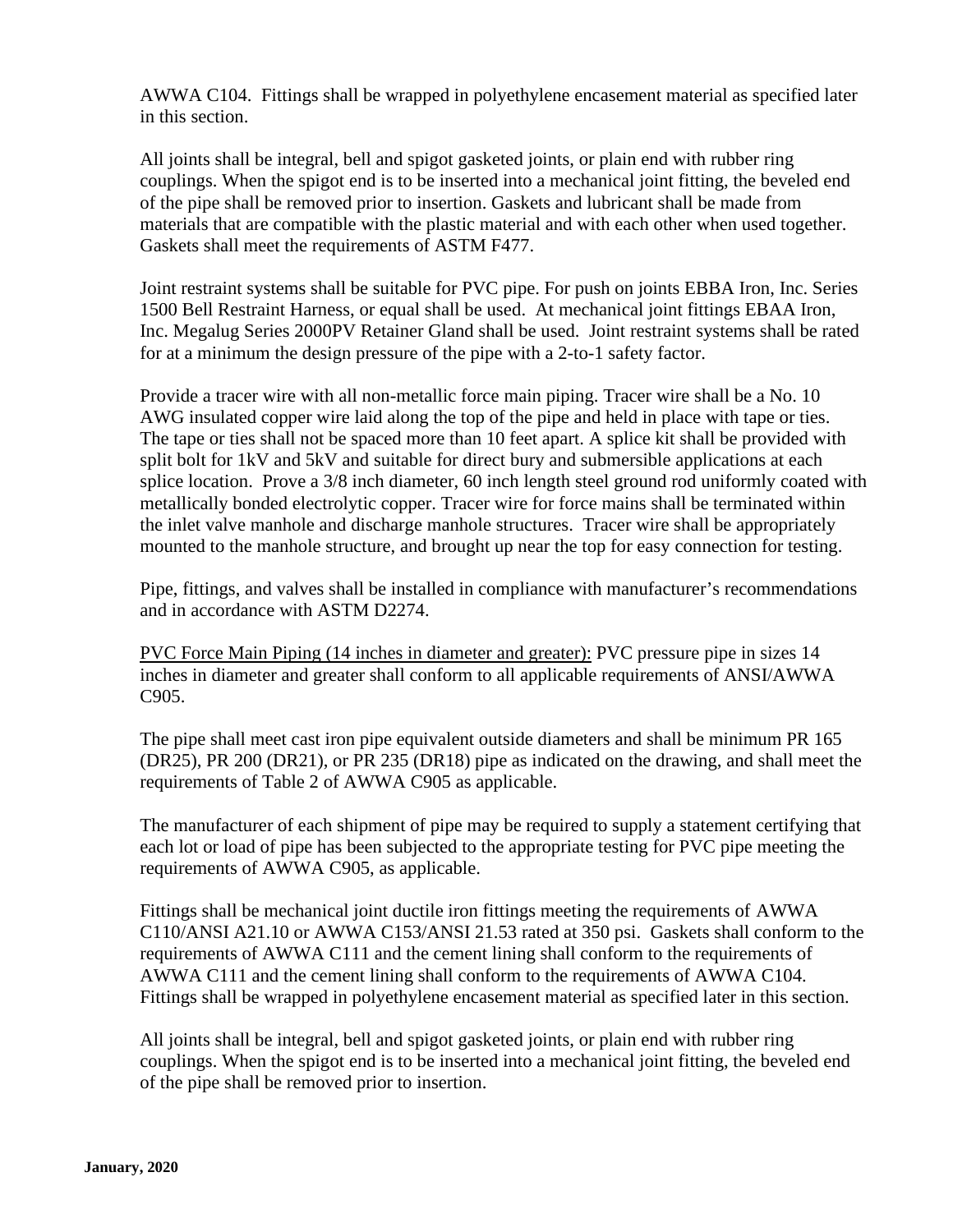AWWA C104. Fittings shall be wrapped in polyethylene encasement material as specified later in this section.

All joints shall be integral, bell and spigot gasketed joints, or plain end with rubber ring couplings. When the spigot end is to be inserted into a mechanical joint fitting, the beveled end of the pipe shall be removed prior to insertion. Gaskets and lubricant shall be made from materials that are compatible with the plastic material and with each other when used together. Gaskets shall meet the requirements of ASTM F477.

Joint restraint systems shall be suitable for PVC pipe. For push on joints EBBA Iron, Inc. Series 1500 Bell Restraint Harness, or equal shall be used. At mechanical joint fittings EBAA Iron, Inc. Megalug Series 2000PV Retainer Gland shall be used. Joint restraint systems shall be rated for at a minimum the design pressure of the pipe with a 2-to-1 safety factor.

Provide a tracer wire with all non-metallic force main piping. Tracer wire shall be a No. 10 AWG insulated copper wire laid along the top of the pipe and held in place with tape or ties. The tape or ties shall not be spaced more than 10 feet apart. A splice kit shall be provided with split bolt for 1kV and 5kV and suitable for direct bury and submersible applications at each splice location. Prove a 3/8 inch diameter, 60 inch length steel ground rod uniformly coated with metallically bonded electrolytic copper. Tracer wire for force mains shall be terminated within the inlet valve manhole and discharge manhole structures. Tracer wire shall be appropriately mounted to the manhole structure, and brought up near the top for easy connection for testing.

Pipe, fittings, and valves shall be installed in compliance with manufacturer's recommendations and in accordance with ASTM D2274.

<u>PVC Force Main Piping (14 inches in diameter and greater):</u> PVC pressure pipe in sizes 14 inches in diameter and greater shall conform to all applicable requirements of ANSI/AWWA C905.

The pipe shall meet cast iron pipe equivalent outside diameters and shall be minimum PR 165 (DR25), PR 200 (DR21), or PR 235 (DR18) pipe as indicated on the drawing, and shall meet the requirements of Table 2 of AWWA C905 as applicable.

The manufacturer of each shipment of pipe may be required to supply a statement certifying that each lot or load of pipe has been subjected to the appropriate testing for PVC pipe meeting the requirements of AWWA C905, as applicable.

Fittings shall be mechanical joint ductile iron fittings meeting the requirements of AWWA C110/ANSI A21.10 or AWWA C153/ANSI 21.53 rated at 350 psi. Gaskets shall conform to the requirements of AWWA C111 and the cement lining shall conform to the requirements of AWWA C111 and the cement lining shall conform to the requirements of AWWA C104. Fittings shall be wrapped in polyethylene encasement material as specified later in this section.

All joints shall be integral, bell and spigot gasketed joints, or plain end with rubber ring couplings. When the spigot end is to be inserted into a mechanical joint fitting, the beveled end of the pipe shall be removed prior to insertion.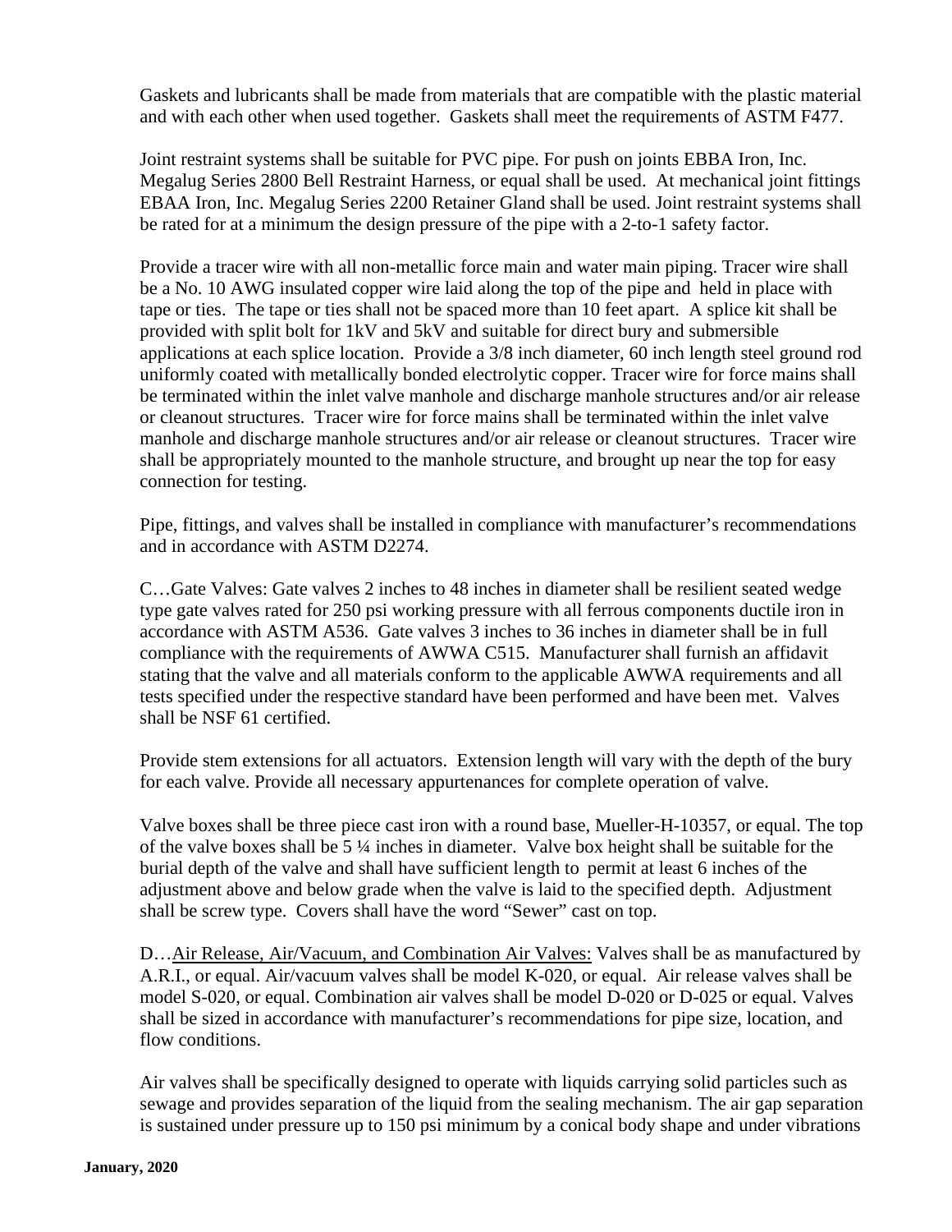Gaskets and lubricants shall be made from materials that are compatible with the plastic material and with each other when used together. Gaskets shall meet the requirements of ASTM F477.

Joint restraint systems shall be suitable for PVC pipe. For push on joints EBBA Iron, Inc. Megalug Series 2800 Bell Restraint Harness, or equal shall be used. At mechanical joint fittings EBAA Iron, Inc. Megalug Series 2200 Retainer Gland shall be used. Joint restraint systems shall be rated for at a minimum the design pressure of the pipe with a 2-to-1 safety factor.

Provide a tracer wire with all non-metallic force main and water main piping. Tracer wire shall be a No. 10 AWG insulated copper wire laid along the top of the pipe and held in place with tape or ties. The tape or ties shall not be spaced more than 10 feet apart. A splice kit shall be provided with split bolt for 1kV and 5kV and suitable for direct bury and submersible applications at each splice location. Provide a 3/8 inch diameter, 60 inch length steel ground rod uniformly coated with metallically bonded electrolytic copper. Tracer wire for force mains shall be terminated within the inlet valve manhole and discharge manhole structures and/or air release or cleanout structures. Tracer wire for force mains shall be terminated within the inlet valve manhole and discharge manhole structures and/or air release or cleanout structures. Tracer wire shall be appropriately mounted to the manhole structure, and brought up near the top for easy connection for testing.

Pipe, fittings, and valves shall be installed in compliance with manufacturer's recommendations and in accordance with ASTM D2274.

C…Gate Valves: Gate valves 2 inches to 48 inches in diameter shall be resilient seated wedge type gate valves rated for 250 psi working pressure with all ferrous components ductile iron in accordance with ASTM A536. Gate valves 3 inches to 36 inches in diameter shall be in full compliance with the requirements of AWWA C515. Manufacturer shall furnish an affidavit stating that the valve and all materials conform to the applicable AWWA requirements and all tests specified under the respective standard have been performed and have been met. Valves shall be NSF 61 certified.

Provide stem extensions for all actuators. Extension length will vary with the depth of the bury for each valve. Provide all necessary appurtenances for complete operation of valve.

Valve boxes shall be three piece cast iron with a round base, Mueller-H-10357, or equal. The top of the valve boxes shall be 5 ¼ inches in diameter. Valve box height shall be suitable for the burial depth of the valve and shall have sufficient length to permit at least 6 inches of the adjustment above and below grade when the valve is laid to the specified depth. Adjustment shall be screw type. Covers shall have the word "Sewer" cast on top.

D…Air Release, Air/Vacuum, and Combination Air Valves: Valves shall be as manufactured by A.R.I., or equal. Air/vacuum valves shall be model K-020, or equal. Air release valves shall be model S-020, or equal. Combination air valves shall be model D-020 or D-025 or equal. Valves shall be sized in accordance with manufacturer's recommendations for pipe size, location, and flow conditions.

Air valves shall be specifically designed to operate with liquids carrying solid particles such as sewage and provides separation of the liquid from the sealing mechanism. The air gap separation is sustained under pressure up to 150 psi minimum by a conical body shape and under vibrations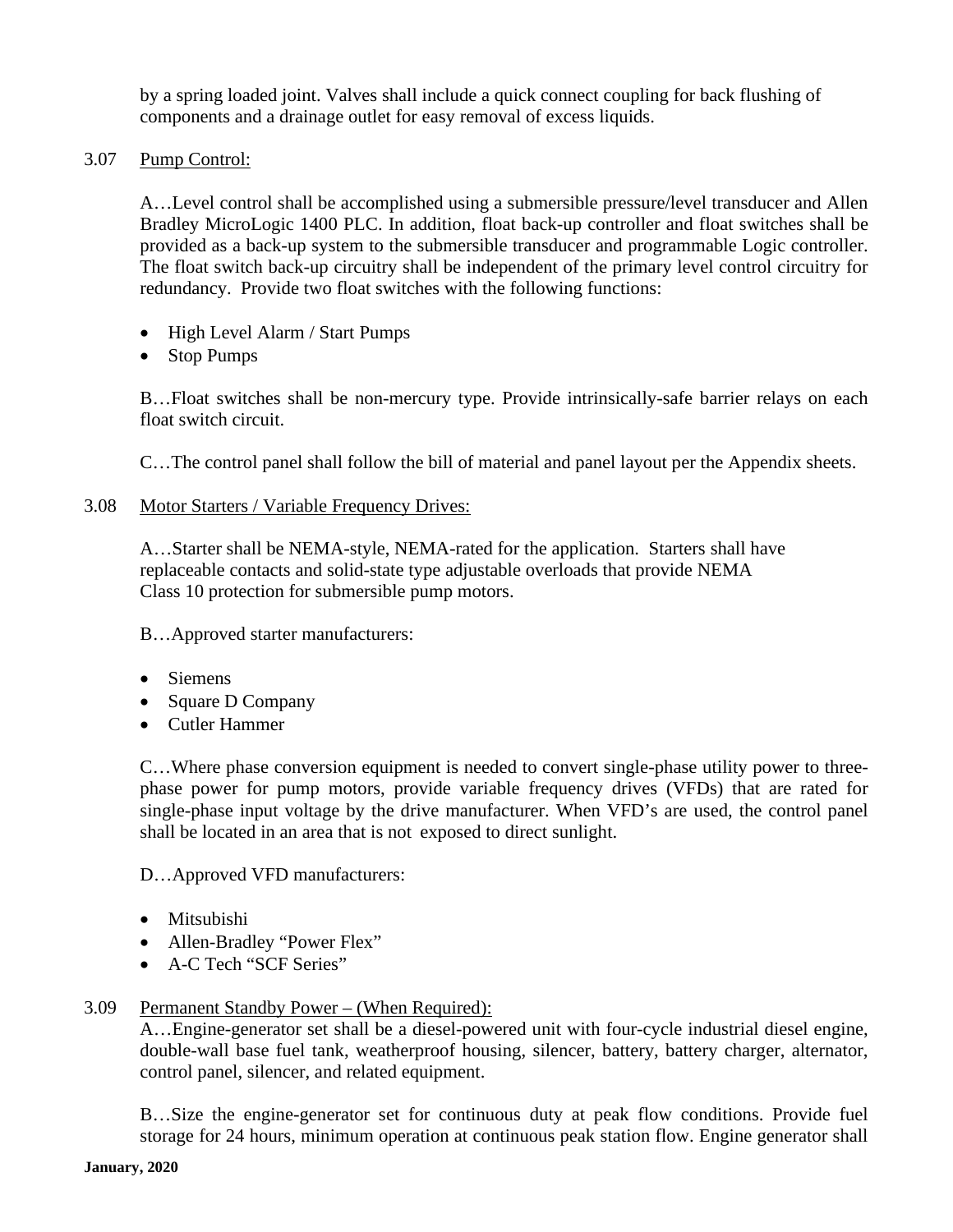by a spring loaded joint. Valves shall include a quick connect coupling for back flushing of components and a drainage outlet for easy removal of excess liquids.

3.07 Pump Control:

A…Level control shall be accomplished using a submersible pressure/level transducer and Allen Bradley MicroLogic 1400 PLC. In addition, float back-up controller and float switches shall be provided as a back-up system to the submersible transducer and programmable Logic controller. The float switch back-up circuitry shall be independent of the primary level control circuitry for redundancy. Provide two float switches with the following functions:

- High Level Alarm / Start Pumps
- Stop Pumps

B…Float switches shall be non-mercury type. Provide intrinsically-safe barrier relays on each float switch circuit.

C…The control panel shall follow the bill of material and panel layout per the Appendix sheets.

3.08 Motor Starters / Variable Frequency Drives:

A…Starter shall be NEMA-style, NEMA-rated for the application. Starters shall have replaceable contacts and solid-state type adjustable overloads that provide NEMA Class 10 protection for submersible pump motors.

B…Approved starter manufacturers:

- Siemens
- Square D Company
- Cutler Hammer

C…Where phase conversion equipment is needed to convert single-phase utility power to three-phase power for pump motors, provide variable frequency drives (VFDs) that are rated for single-phase input voltage by the drive manufacturer. When VFD's are used, the control panel shall be located in an area that is not exposed to direct sunlight.

D…Approved VFD manufacturers:

- Mitsubishi
- Allen-Bradley "Power Flex"
- A-C Tech "SCF Series"

3.09 Permanent Standby Power – (When Required):

A…Engine-generator set shall be a diesel-powered unit with four-cycle industrial diesel engine, double-wall base fuel tank, weatherproof housing, silencer, battery, battery charger, alternator, control panel, silencer, and related equipment.

B…Size the engine-generator set for continuous duty at peak flow conditions. Provide fuel storage for 24 hours, minimum operation at continuous peak station flow. Engine generator shall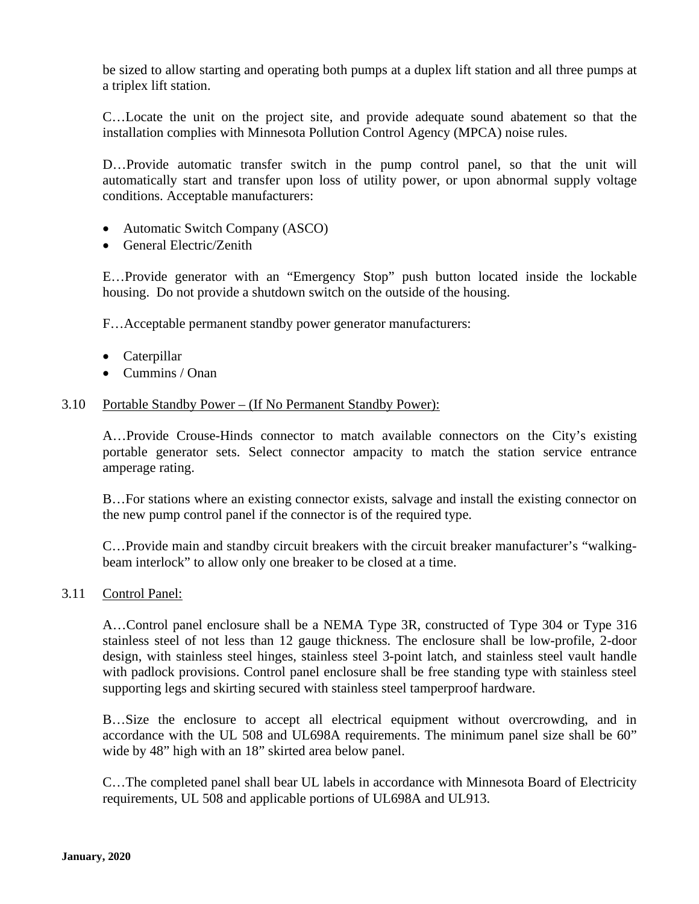be sized to allow starting and operating both pumps at a duplex lift station and all three pumps at a triplex lift station.

C…Locate the unit on the project site, and provide adequate sound abatement so that the installation complies with Minnesota Pollution Control Agency (MPCA) noise rules.

D…Provide automatic transfer switch in the pump control panel, so that the unit will automatically start and transfer upon loss of utility power, or upon abnormal supply voltage conditions. Acceptable manufacturers:

- Automatic Switch Company (ASCO)
- General Electric/Zenith

E…Provide generator with an "Emergency Stop" push button located inside the lockable housing. Do not provide a shutdown switch on the outside of the housing.

F…Acceptable permanent standby power generator manufacturers:

- Caterpillar
- Cummins / Onan

## 3.10 Portable Standby Power – (If No Permanent Standby Power):

A…Provide Crouse-Hinds connector to match available connectors on the City's existing portable generator sets. Select connector ampacity to match the station service entrance amperage rating.

B…For stations where an existing connector exists, salvage and install the existing connector on the new pump control panel if the connector is of the required type.

C…Provide main and standby circuit breakers with the circuit breaker manufacturer's "walking-beam interlock" to allow only one breaker to be closed at a time.

## 3.11 Control Panel:

A…Control panel enclosure shall be a NEMA Type 3R, constructed of Type 304 or Type 316 stainless steel of not less than 12 gauge thickness. The enclosure shall be low-profile, 2-door design, with stainless steel hinges, stainless steel 3-point latch, and stainless steel vault handle with padlock provisions. Control panel enclosure shall be free standing type with stainless steel supporting legs and skirting secured with stainless steel tamperproof hardware.

B…Size the enclosure to accept all electrical equipment without overcrowding, and in accordance with the UL 508 and UL698A requirements. The minimum panel size shall be 60" wide by 48" high with an 18" skirted area below panel.

C…The completed panel shall bear UL labels in accordance with Minnesota Board of Electricity requirements, UL 508 and applicable portions of UL698A and UL913.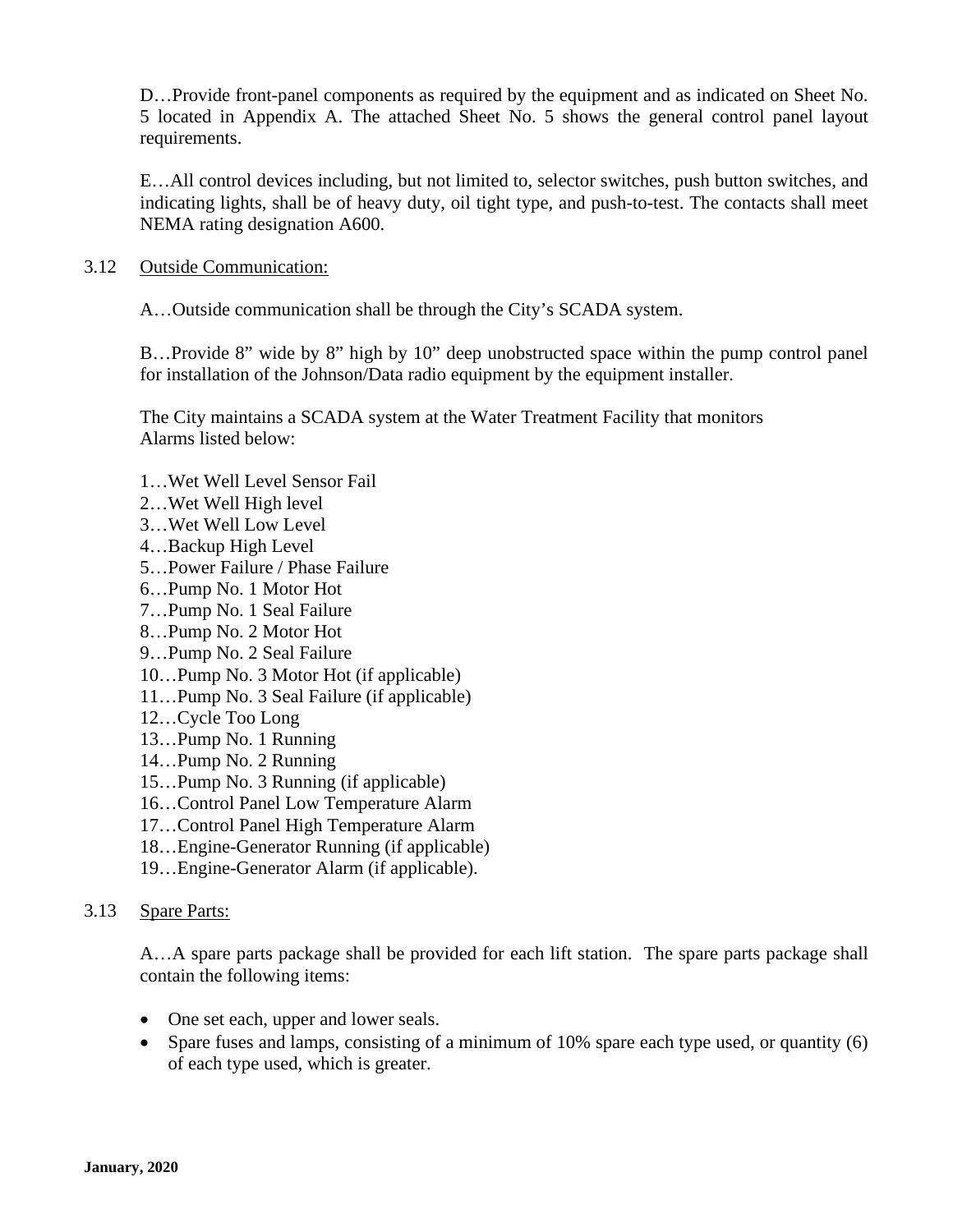D…Provide front-panel components as required by the equipment and as indicated on Sheet No. 5 located in Appendix A. The attached Sheet No. 5 shows the general control panel layout requirements.

E…All control devices including, but not limited to, selector switches, push button switches, and indicating lights, shall be of heavy duty, oil tight type, and push-to-test. The contacts shall meet NEMA rating designation A600.

3.12 Outside Communication:

A…Outside communication shall be through the City's SCADA system.

B…Provide 8" wide by 8" high by 10" deep unobstructed space within the pump control panel for installation of the Johnson/Data radio equipment by the equipment installer.

The City maintains a SCADA system at the Water Treatment Facility that monitors Alarms listed below:

1…Wet Well Level Sensor Fail
2…Wet Well High level
3…Wet Well Low Level
4…Backup High Level
5…Power Failure / Phase Failure
6…Pump No. 1 Motor Hot
7…Pump No. 1 Seal Failure
8…Pump No. 2 Motor Hot
9…Pump No. 2 Seal Failure
10…Pump No. 3 Motor Hot (if applicable)
11…Pump No. 3 Seal Failure (if applicable)
12…Cycle Too Long
13…Pump No. 1 Running
14…Pump No. 2 Running
15…Pump No. 3 Running (if applicable)
16…Control Panel Low Temperature Alarm
17…Control Panel High Temperature Alarm
18…Engine-Generator Running (if applicable)
19…Engine-Generator Alarm (if applicable).

3.13 Spare Parts:

A…A spare parts package shall be provided for each lift station. The spare parts package shall contain the following items:

- One set each, upper and lower seals.
- Spare fuses and lamps, consisting of a minimum of 10% spare each type used, or quantity (6) of each type used, which is greater.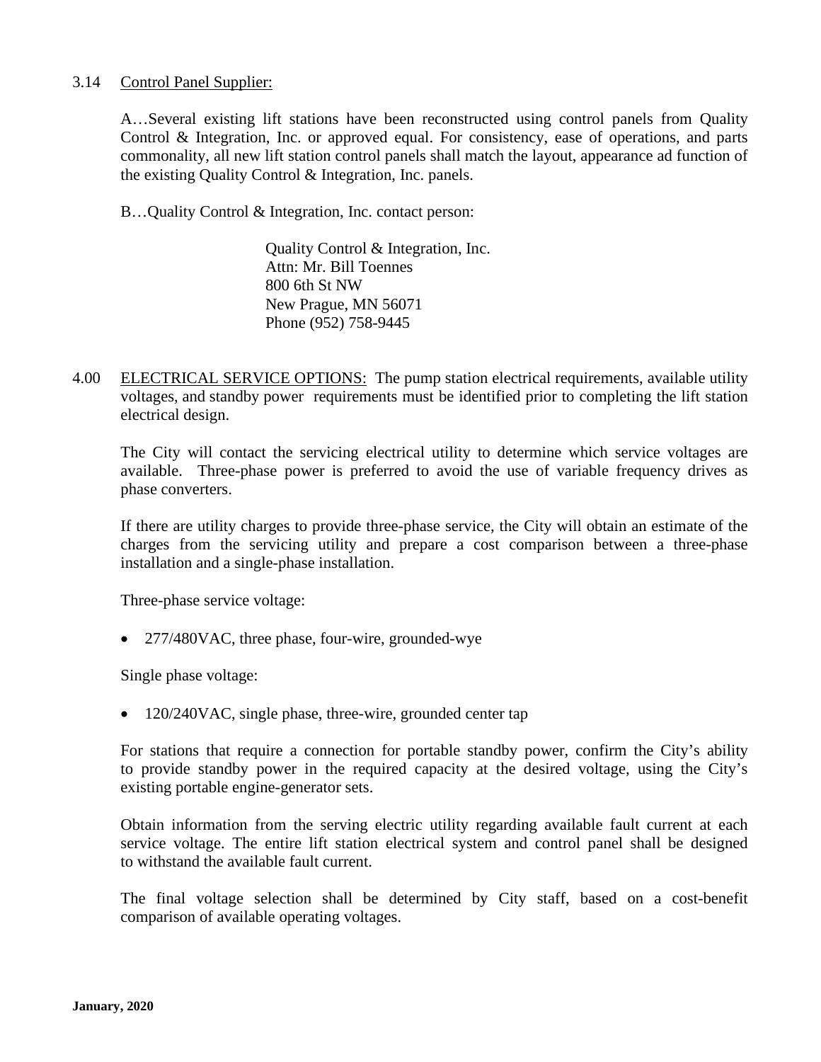3.14 Control Panel Supplier:

A…Several existing lift stations have been reconstructed using control panels from Quality Control & Integration, Inc. or approved equal. For consistency, ease of operations, and parts commonality, all new lift station control panels shall match the layout, appearance ad function of the existing Quality Control & Integration, Inc. panels.

B…Quality Control & Integration, Inc. contact person:

Quality Control & Integration, Inc.
Attn: Mr. Bill Toennes
800 6th St NW
New Prague, MN 56071
Phone (952) 758-9445

4.00 ELECTRICAL SERVICE OPTIONS: The pump station electrical requirements, available utility voltages, and standby power requirements must be identified prior to completing the lift station electrical design.

The City will contact the servicing electrical utility to determine which service voltages are available. Three-phase power is preferred to avoid the use of variable frequency drives as phase converters.

If there are utility charges to provide three-phase service, the City will obtain an estimate of the charges from the servicing utility and prepare a cost comparison between a three-phase installation and a single-phase installation.

Three-phase service voltage:

- 277/480VAC, three phase, four-wire, grounded-wye

Single phase voltage:

- 120/240VAC, single phase, three-wire, grounded center tap

For stations that require a connection for portable standby power, confirm the City's ability to provide standby power in the required capacity at the desired voltage, using the City's existing portable engine-generator sets.

Obtain information from the serving electric utility regarding available fault current at each service voltage. The entire lift station electrical system and control panel shall be designed to withstand the available fault current.

The final voltage selection shall be determined by City staff, based on a cost-benefit comparison of available operating voltages.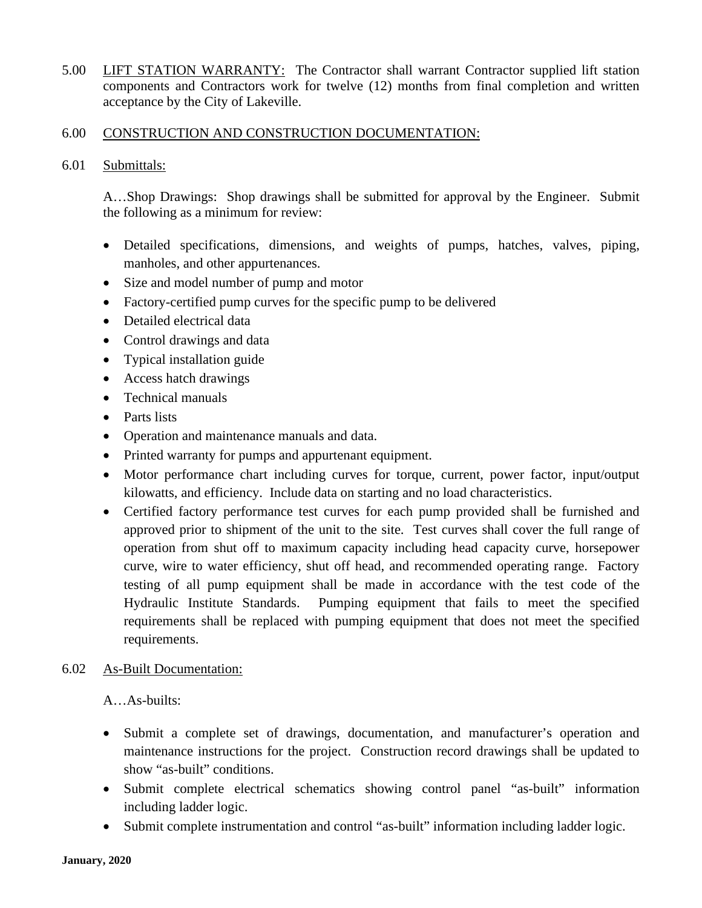5.00 LIFT STATION WARRANTY: The Contractor shall warrant Contractor supplied lift station components and Contractors work for twelve (12) months from final completion and written acceptance by the City of Lakeville.

6.00 CONSTRUCTION AND CONSTRUCTION DOCUMENTATION:

6.01 Submittals:

A…Shop Drawings: Shop drawings shall be submitted for approval by the Engineer. Submit the following as a minimum for review:

- Detailed specifications, dimensions, and weights of pumps, hatches, valves, piping, manholes, and other appurtenances.
- Size and model number of pump and motor
- Factory-certified pump curves for the specific pump to be delivered
- Detailed electrical data
- Control drawings and data
- Typical installation guide
- Access hatch drawings
- Technical manuals
- Parts lists
- Operation and maintenance manuals and data.
- Printed warranty for pumps and appurtenant equipment.
- Motor performance chart including curves for torque, current, power factor, input/output kilowatts, and efficiency. Include data on starting and no load characteristics.
- Certified factory performance test curves for each pump provided shall be furnished and approved prior to shipment of the unit to the site. Test curves shall cover the full range of operation from shut off to maximum capacity including head capacity curve, horsepower curve, wire to water efficiency, shut off head, and recommended operating range. Factory testing of all pump equipment shall be made in accordance with the test code of the Hydraulic Institute Standards. Pumping equipment that fails to meet the specified requirements shall be replaced with pumping equipment that does not meet the specified requirements.

6.02 As-Built Documentation:

A…As-builts:

- Submit a complete set of drawings, documentation, and manufacturer's operation and maintenance instructions for the project. Construction record drawings shall be updated to show "as-built" conditions.
- Submit complete electrical schematics showing control panel "as-built" information including ladder logic.
- Submit complete instrumentation and control "as-built" information including ladder logic.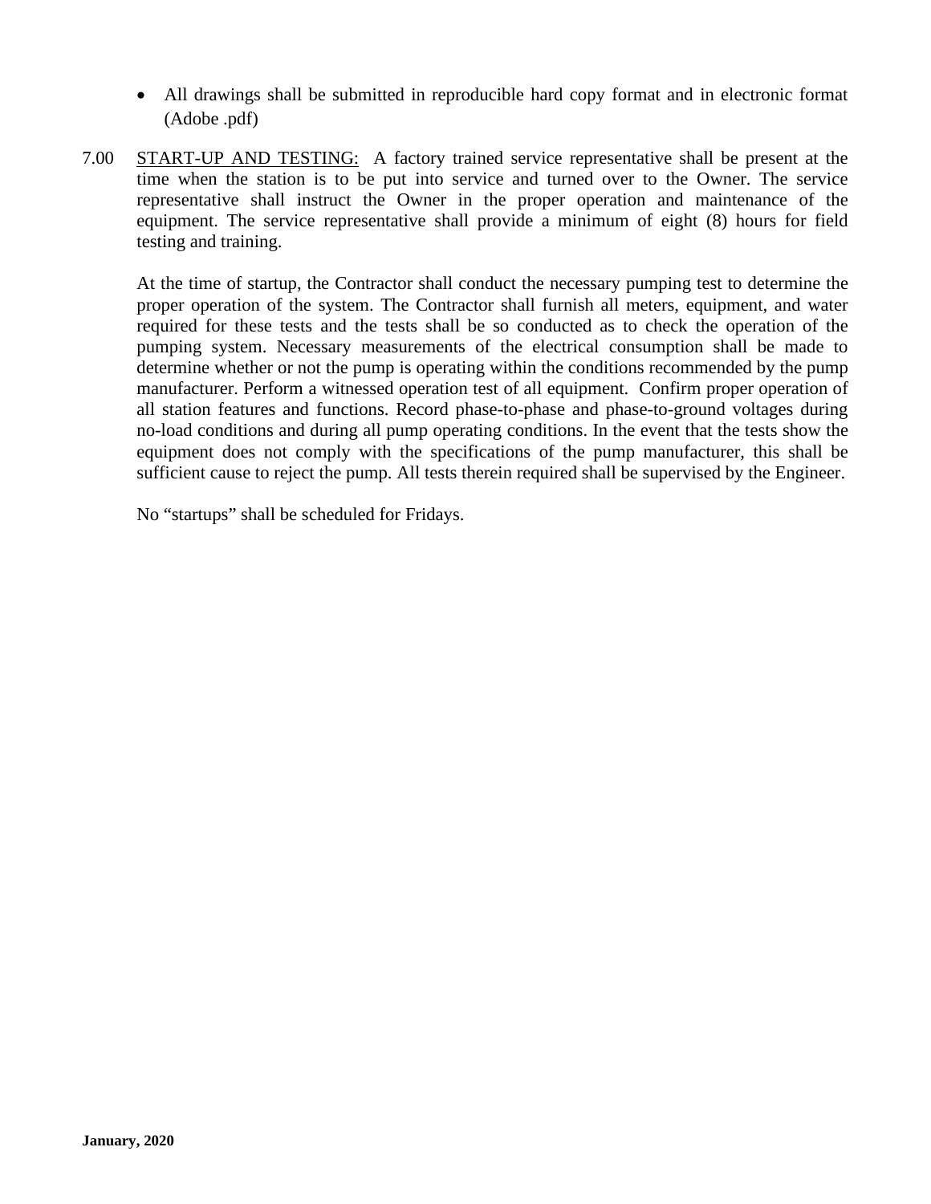- All drawings shall be submitted in reproducible hard copy format and in electronic format (Adobe .pdf)

7.00 <u>START-UP AND TESTING:</u> A factory trained service representative shall be present at the time when the station is to be put into service and turned over to the Owner. The service representative shall instruct the Owner in the proper operation and maintenance of the equipment. The service representative shall provide a minimum of eight (8) hours for field testing and training.

At the time of startup, the Contractor shall conduct the necessary pumping test to determine the proper operation of the system. The Contractor shall furnish all meters, equipment, and water required for these tests and the tests shall be so conducted as to check the operation of the pumping system. Necessary measurements of the electrical consumption shall be made to determine whether or not the pump is operating within the conditions recommended by the pump manufacturer. Perform a witnessed operation test of all equipment. Confirm proper operation of all station features and functions. Record phase-to-phase and phase-to-ground voltages during no-load conditions and during all pump operating conditions. In the event that the tests show the equipment does not comply with the specifications of the pump manufacturer, this shall be sufficient cause to reject the pump. All tests therein required shall be supervised by the Engineer.

No “startups” shall be scheduled for Fridays.